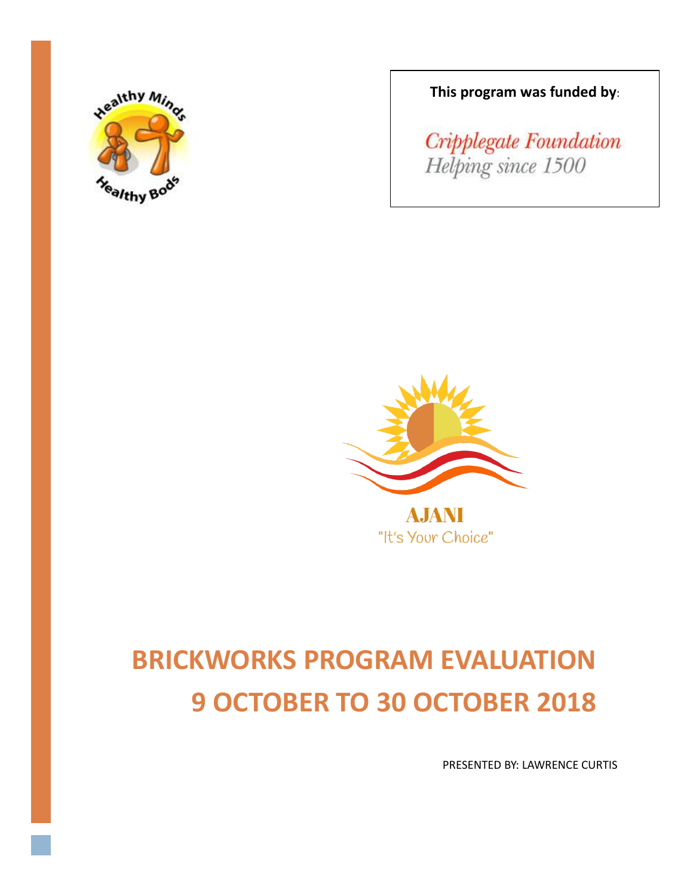Healthy Minds Healthy Bods

**This program was funded by**:

*Cripplegate Foundation*
*Helping since 1500*

AJANI
"It's Your Choice"

# BRICKWORKS PROGRAM EVALUATION
# 9 OCTOBER TO 30 OCTOBER 2018

PRESENTED BY: LAWRENCE CURTIS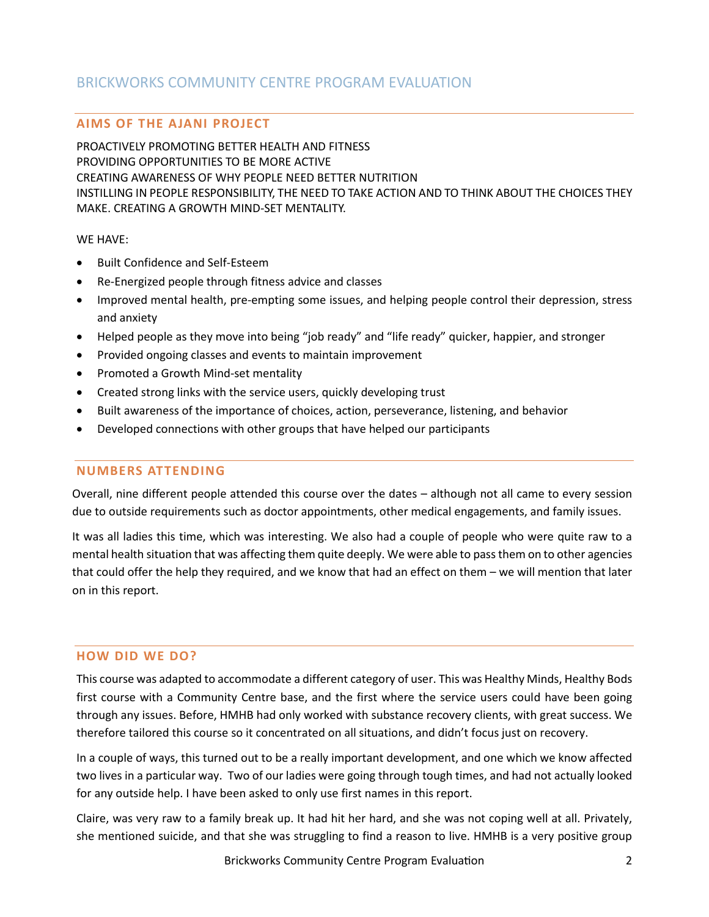# BRICKWORKS COMMUNITY CENTRE PROGRAM EVALUATION

## AIMS OF THE AJANI PROJECT

PROACTIVELY PROMOTING BETTER HEALTH AND FITNESS
PROVIDING OPPORTUNITIES TO BE MORE ACTIVE
CREATING AWARENESS OF WHY PEOPLE NEED BETTER NUTRITION
INSTILLING IN PEOPLE RESPONSIBILITY, THE NEED TO TAKE ACTION AND TO THINK ABOUT THE CHOICES THEY MAKE. CREATING A GROWTH MIND-SET MENTALITY.

WE HAVE:

- Built Confidence and Self-Esteem
- Re-Energized people through fitness advice and classes
- Improved mental health, pre-empting some issues, and helping people control their depression, stress and anxiety
- Helped people as they move into being "job ready" and "life ready" quicker, happier, and stronger
- Provided ongoing classes and events to maintain improvement
- Promoted a Growth Mind-set mentality
- Created strong links with the service users, quickly developing trust
- Built awareness of the importance of choices, action, perseverance, listening, and behavior
- Developed connections with other groups that have helped our participants

## NUMBERS ATTENDING

Overall, nine different people attended this course over the dates – although not all came to every session due to outside requirements such as doctor appointments, other medical engagements, and family issues.

It was all ladies this time, which was interesting. We also had a couple of people who were quite raw to a mental health situation that was affecting them quite deeply. We were able to pass them on to other agencies that could offer the help they required, and we know that had an effect on them – we will mention that later on in this report.

## HOW DID WE DO?

This course was adapted to accommodate a different category of user. This was Healthy Minds, Healthy Bods first course with a Community Centre base, and the first where the service users could have been going through any issues. Before, HMHB had only worked with substance recovery clients, with great success. We therefore tailored this course so it concentrated on all situations, and didn't focus just on recovery.

In a couple of ways, this turned out to be a really important development, and one which we know affected two lives in a particular way. Two of our ladies were going through tough times, and had not actually looked for any outside help. I have been asked to only use first names in this report.

Claire, was very raw to a family break up. It had hit her hard, and she was not coping well at all. Privately, she mentioned suicide, and that she was struggling to find a reason to live. HMHB is a very positive group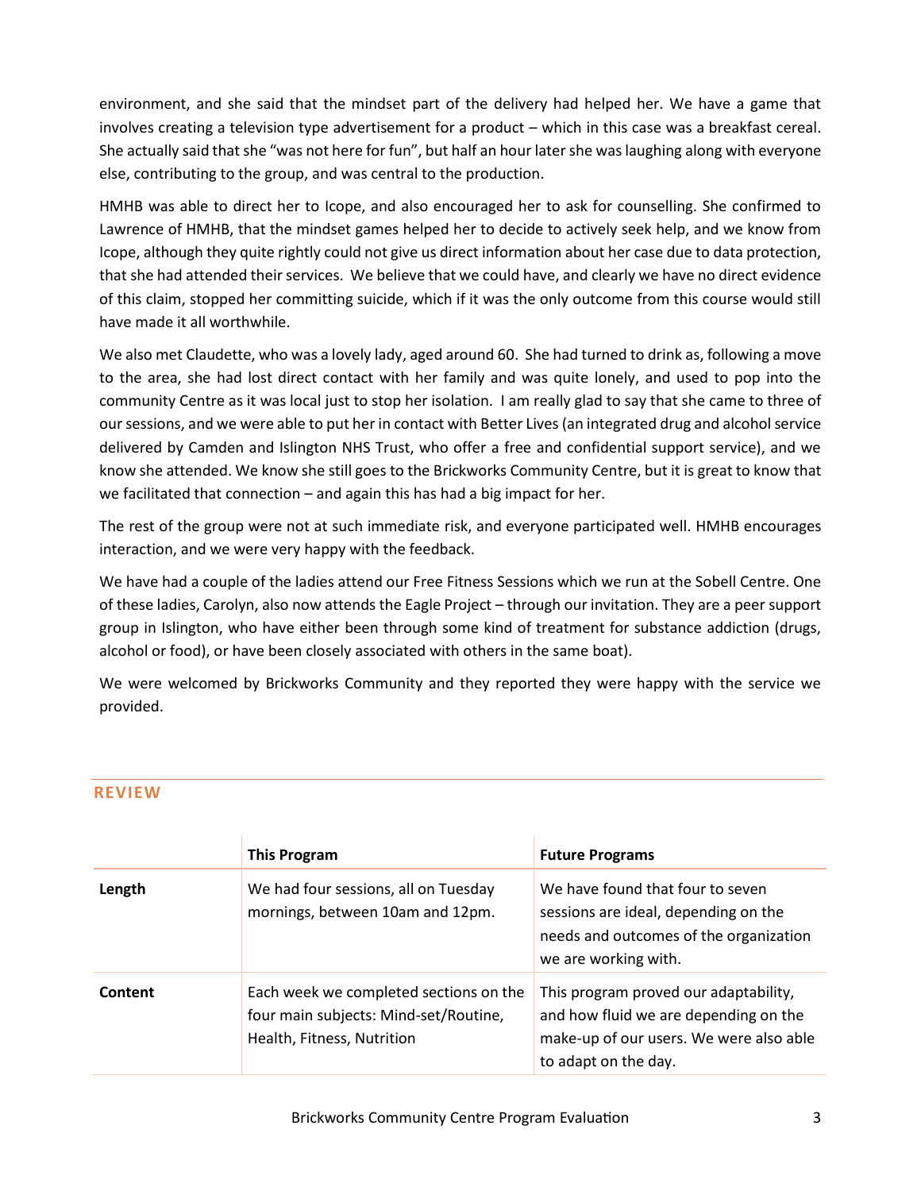environment, and she said that the mindset part of the delivery had helped her. We have a game that involves creating a television type advertisement for a product – which in this case was a breakfast cereal. She actually said that she "was not here for fun", but half an hour later she was laughing along with everyone else, contributing to the group, and was central to the production.

HMHB was able to direct her to Icope, and also encouraged her to ask for counselling. She confirmed to Lawrence of HMHB, that the mindset games helped her to decide to actively seek help, and we know from Icope, although they quite rightly could not give us direct information about her case due to data protection, that she had attended their services. We believe that we could have, and clearly we have no direct evidence of this claim, stopped her committing suicide, which if it was the only outcome from this course would still have made it all worthwhile.

We also met Claudette, who was a lovely lady, aged around 60. She had turned to drink as, following a move to the area, she had lost direct contact with her family and was quite lonely, and used to pop into the community Centre as it was local just to stop her isolation. I am really glad to say that she came to three of our sessions, and we were able to put her in contact with Better Lives (an integrated drug and alcohol service delivered by Camden and Islington NHS Trust, who offer a free and confidential support service), and we know she attended. We know she still goes to the Brickworks Community Centre, but it is great to know that we facilitated that connection – and again this has had a big impact for her.

The rest of the group were not at such immediate risk, and everyone participated well. HMHB encourages interaction, and we were very happy with the feedback.

We have had a couple of the ladies attend our Free Fitness Sessions which we run at the Sobell Centre. One of these ladies, Carolyn, also now attends the Eagle Project – through our invitation. They are a peer support group in Islington, who have either been through some kind of treatment for substance addiction (drugs, alcohol or food), or have been closely associated with others in the same boat).

We were welcomed by Brickworks Community and they reported they were happy with the service we provided.

## REVIEW

| | **This Program** | **Future Programs** |
|---|---|---|
| **Length** | We had four sessions, all on Tuesday mornings, between 10am and 12pm. | We have found that four to seven sessions are ideal, depending on the needs and outcomes of the organization we are working with. |
| **Content** | Each week we completed sections on the four main subjects: Mind-set/Routine, Health, Fitness, Nutrition | This program proved our adaptability, and how fluid we are depending on the make-up of our users. We were also able to adapt on the day. |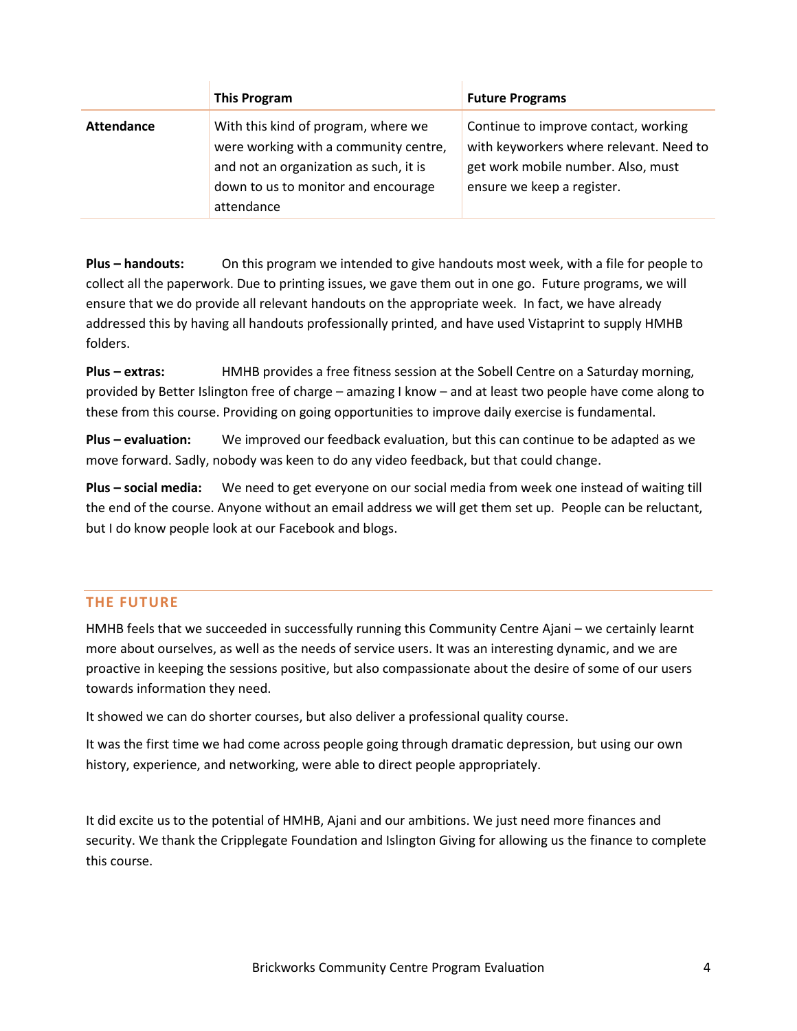| | This Program | Future Programs |
|---|---|---|
| **Attendance** | With this kind of program, where we were working with a community centre, and not an organization as such, it is down to us to monitor and encourage attendance | Continue to improve contact, working with keyworkers where relevant. Need to get work mobile number. Also, must ensure we keep a register. |

**Plus – handouts:** On this program we intended to give handouts most week, with a file for people to collect all the paperwork. Due to printing issues, we gave them out in one go. Future programs, we will ensure that we do provide all relevant handouts on the appropriate week. In fact, we have already addressed this by having all handouts professionally printed, and have used Vistaprint to supply HMHB folders.

**Plus – extras:** HMHB provides a free fitness session at the Sobell Centre on a Saturday morning, provided by Better Islington free of charge – amazing I know – and at least two people have come along to these from this course. Providing on going opportunities to improve daily exercise is fundamental.

**Plus – evaluation:** We improved our feedback evaluation, but this can continue to be adapted as we move forward. Sadly, nobody was keen to do any video feedback, but that could change.

**Plus – social media:** We need to get everyone on our social media from week one instead of waiting till the end of the course. Anyone without an email address we will get them set up. People can be reluctant, but I do know people look at our Facebook and blogs.

## THE FUTURE

HMHB feels that we succeeded in successfully running this Community Centre Ajani – we certainly learnt more about ourselves, as well as the needs of service users. It was an interesting dynamic, and we are proactive in keeping the sessions positive, but also compassionate about the desire of some of our users towards information they need.

It showed we can do shorter courses, but also deliver a professional quality course.

It was the first time we had come across people going through dramatic depression, but using our own history, experience, and networking, were able to direct people appropriately.

It did excite us to the potential of HMHB, Ajani and our ambitions. We just need more finances and security. We thank the Cripplegate Foundation and Islington Giving for allowing us the finance to complete this course.